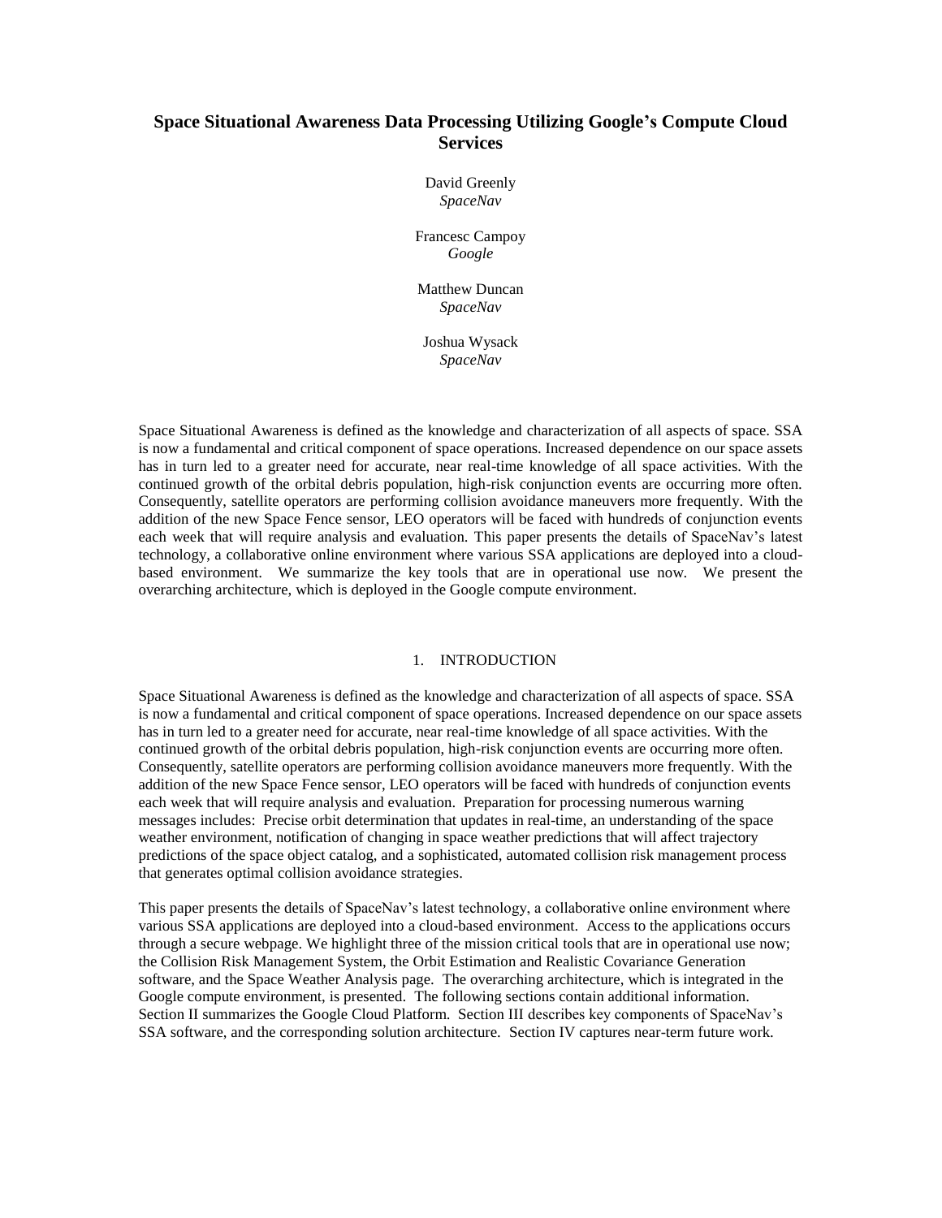# Space Situational Awareness Data Processing Utilizing Google's Compute Cloud Services

David Greenly
*SpaceNav*

Francesc Campoy
*Google*

Matthew Duncan
*SpaceNav*

Joshua Wysack
*SpaceNav*

Space Situational Awareness is defined as the knowledge and characterization of all aspects of space. SSA is now a fundamental and critical component of space operations. Increased dependence on our space assets has in turn led to a greater need for accurate, near real-time knowledge of all space activities. With the continued growth of the orbital debris population, high-risk conjunction events are occurring more often. Consequently, satellite operators are performing collision avoidance maneuvers more frequently. With the addition of the new Space Fence sensor, LEO operators will be faced with hundreds of conjunction events each week that will require analysis and evaluation. This paper presents the details of SpaceNav's latest technology, a collaborative online environment where various SSA applications are deployed into a cloud-based environment. We summarize the key tools that are in operational use now. We present the overarching architecture, which is deployed in the Google compute environment.

## 1. INTRODUCTION

Space Situational Awareness is defined as the knowledge and characterization of all aspects of space. SSA is now a fundamental and critical component of space operations. Increased dependence on our space assets has in turn led to a greater need for accurate, near real-time knowledge of all space activities. With the continued growth of the orbital debris population, high-risk conjunction events are occurring more often. Consequently, satellite operators are performing collision avoidance maneuvers more frequently. With the addition of the new Space Fence sensor, LEO operators will be faced with hundreds of conjunction events each week that will require analysis and evaluation. Preparation for processing numerous warning messages includes: Precise orbit determination that updates in real-time, an understanding of the space weather environment, notification of changing in space weather predictions that will affect trajectory predictions of the space object catalog, and a sophisticated, automated collision risk management process that generates optimal collision avoidance strategies.

This paper presents the details of SpaceNav's latest technology, a collaborative online environment where various SSA applications are deployed into a cloud-based environment. Access to the applications occurs through a secure webpage. We highlight three of the mission critical tools that are in operational use now; the Collision Risk Management System, the Orbit Estimation and Realistic Covariance Generation software, and the Space Weather Analysis page. The overarching architecture, which is integrated in the Google compute environment, is presented. The following sections contain additional information. Section II summarizes the Google Cloud Platform. Section III describes key components of SpaceNav's SSA software, and the corresponding solution architecture. Section IV captures near-term future work.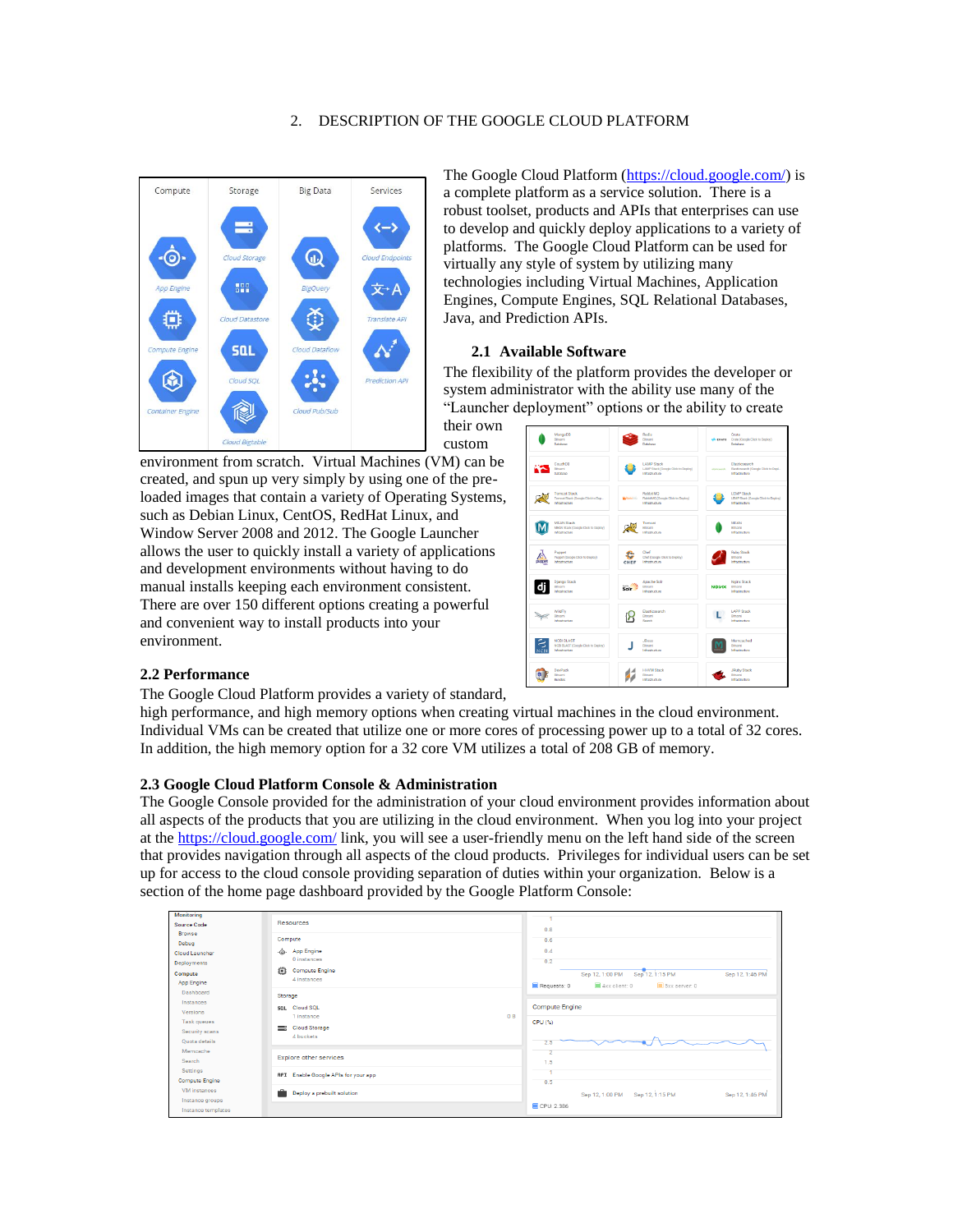## 2. DESCRIPTION OF THE GOOGLE CLOUD PLATFORM

The Google Cloud Platform (https://cloud.google.com/) is a complete platform as a service solution. There is a robust toolset, products and APIs that enterprises can use to develop and quickly deploy applications to a variety of platforms. The Google Cloud Platform can be used for virtually any style of system by utilizing many technologies including Virtual Machines, Application Engines, Compute Engines, SQL Relational Databases, Java, and Prediction APIs.

### 2.1 Available Software

The flexibility of the platform provides the developer or system administrator with the ability use many of the "Launcher deployment" options or the ability to create their own custom environment from scratch. Virtual Machines (VM) can be created, and spun up very simply by using one of the pre-loaded images that contain a variety of Operating Systems, such as Debian Linux, CentOS, RedHat Linux, and Window Server 2008 and 2012. The Google Launcher allows the user to quickly install a variety of applications and development environments without having to do manual installs keeping each environment consistent. There are over 150 different options creating a powerful and convenient way to install products into your environment.

### 2.2 Performance

The Google Cloud Platform provides a variety of standard, high performance, and high memory options when creating virtual machines in the cloud environment. Individual VMs can be created that utilize one or more cores of processing power up to a total of 32 cores. In addition, the high memory option for a 32 core VM utilizes a total of 208 GB of memory.

### 2.3 Google Cloud Platform Console & Administration

The Google Console provided for the administration of your cloud environment provides information about all aspects of the products that you are utilizing in the cloud environment. When you log into your project at the https://cloud.google.com/ link, you will see a user-friendly menu on the left hand side of the screen that provides navigation through all aspects of the cloud products. Privileges for individual users can be set up for access to the cloud console providing separation of duties within your organization. Below is a section of the home page dashboard provided by the Google Platform Console: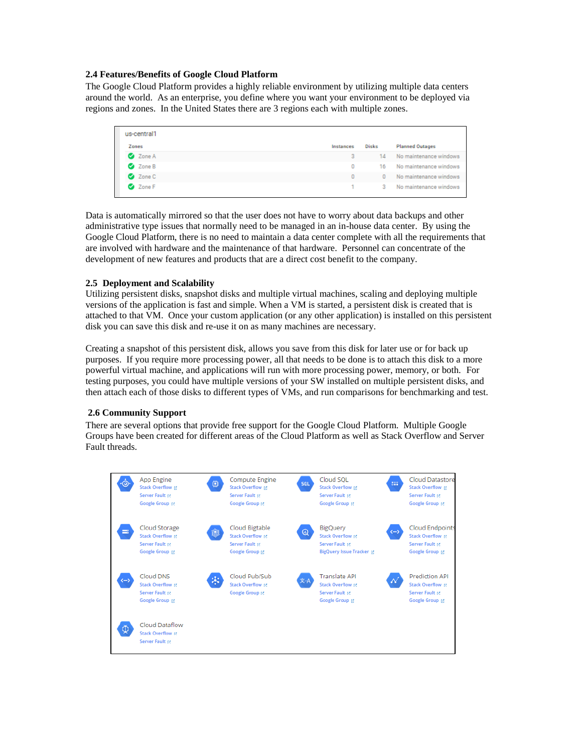### 2.4 Features/Benefits of Google Cloud Platform

The Google Cloud Platform provides a highly reliable environment by utilizing multiple data centers around the world. As an enterprise, you define where you want your environment to be deployed via regions and zones. In the United States there are 3 regions each with multiple zones.

us-central1

| Zones | Instances | Disks | Planned Outages |
|---|---|---|---|
| Zone A | 3 | 14 | No maintenance windows |
| Zone B | 0 | 16 | No maintenance windows |
| Zone C | 0 | 0 | No maintenance windows |
| Zone F | 1 | 3 | No maintenance windows |

Data is automatically mirrored so that the user does not have to worry about data backups and other administrative type issues that normally need to be managed in an in-house data center. By using the Google Cloud Platform, there is no need to maintain a data center complete with all the requirements that are involved with hardware and the maintenance of that hardware. Personnel can concentrate of the development of new features and products that are a direct cost benefit to the company.

### 2.5 Deployment and Scalability

Utilizing persistent disks, snapshot disks and multiple virtual machines, scaling and deploying multiple versions of the application is fast and simple. When a VM is started, a persistent disk is created that is attached to that VM. Once your custom application (or any other application) is installed on this persistent disk you can save this disk and re-use it on as many machines are necessary.

Creating a snapshot of this persistent disk, allows you save from this disk for later use or for back up purposes. If you require more processing power, all that needs to be done is to attach this disk to a more powerful virtual machine, and applications will run with more processing power, memory, or both. For testing purposes, you could have multiple versions of your SW installed on multiple persistent disks, and then attach each of those disks to different types of VMs, and run comparisons for benchmarking and test.

### 2.6 Community Support

There are several options that provide free support for the Google Cloud Platform. Multiple Google Groups have been created for different areas of the Cloud Platform as well as Stack Overflow and Server Fault threads.

| | | | |
|---|---|---|---|
| App Engine<br>Stack Overflow<br>Server Fault<br>Google Group | Compute Engine<br>Stack Overflow<br>Server Fault<br>Google Group | Cloud SQL<br>Stack Overflow<br>Server Fault<br>Google Group | Cloud Datastore<br>Stack Overflow<br>Server Fault<br>Google Group |
| Cloud Storage<br>Stack Overflow<br>Server Fault<br>Google Group | Cloud Bigtable<br>Stack Overflow<br>Server Fault<br>Google Group | BigQuery<br>Stack Overflow<br>Server Fault<br>BigQuery Issue Tracker | Cloud Endpoints<br>Stack Overflow<br>Server Fault<br>Google Group |
| Cloud DNS<br>Stack Overflow<br>Server Fault<br>Google Group | Cloud Pub/Sub<br>Stack Overflow<br>Google Group | Translate API<br>Stack Overflow<br>Server Fault<br>Google Group | Prediction API<br>Stack Overflow<br>Server Fault<br>Google Group |
| Cloud Dataflow<br>Stack Overflow<br>Server Fault | | | |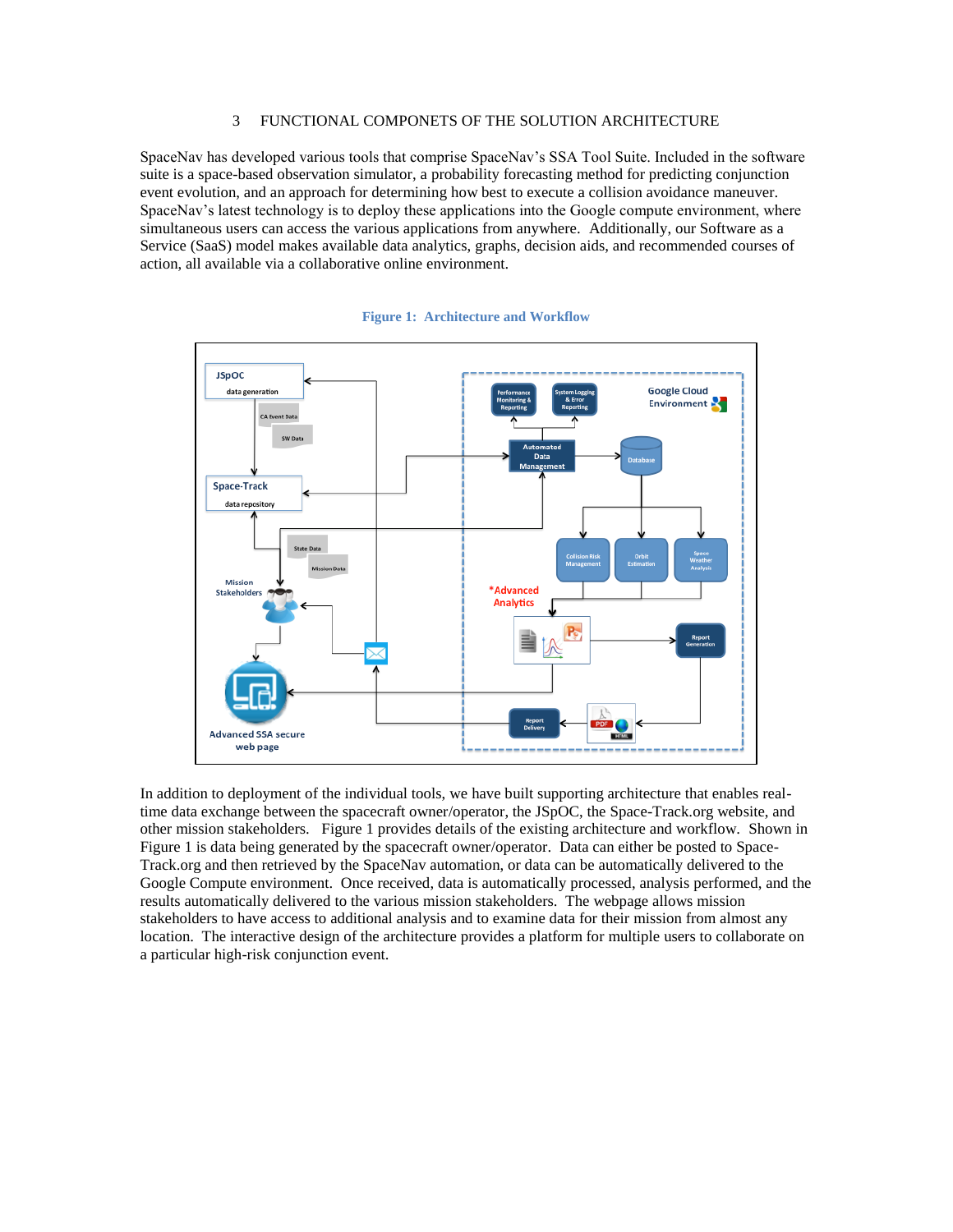## 3 FUNCTIONAL COMPONETS OF THE SOLUTION ARCHITECTURE

SpaceNav has developed various tools that comprise SpaceNav's SSA Tool Suite. Included in the software suite is a space-based observation simulator, a probability forecasting method for predicting conjunction event evolution, and an approach for determining how best to execute a collision avoidance maneuver. SpaceNav's latest technology is to deploy these applications into the Google compute environment, where simultaneous users can access the various applications from anywhere. Additionally, our Software as a Service (SaaS) model makes available data analytics, graphs, decision aids, and recommended courses of action, all available via a collaborative online environment.

**Figure 1: Architecture and Workflow**

JSpOC
data generation
CA Event Data
SW Data
Space-Track
data repository
State Data
Mission Data
Mission Stakeholders
Advanced SSA secure web page
Google Cloud Environment
Performance Monitoring & Reporting
System Logging & Error Reporting
Automated Data Management
Database
Collision Risk Management
Orbit Estimation
Space Weather Analysis
*Advanced Analytics
Report Generation
Report Delivery
PDF
HTML

In addition to deployment of the individual tools, we have built supporting architecture that enables real-time data exchange between the spacecraft owner/operator, the JSpOC, the Space-Track.org website, and other mission stakeholders. Figure 1 provides details of the existing architecture and workflow. Shown in Figure 1 is data being generated by the spacecraft owner/operator. Data can either be posted to Space-Track.org and then retrieved by the SpaceNav automation, or data can be automatically delivered to the Google Compute environment. Once received, data is automatically processed, analysis performed, and the results automatically delivered to the various mission stakeholders. The webpage allows mission stakeholders to have access to additional analysis and to examine data for their mission from almost any location. The interactive design of the architecture provides a platform for multiple users to collaborate on a particular high-risk conjunction event.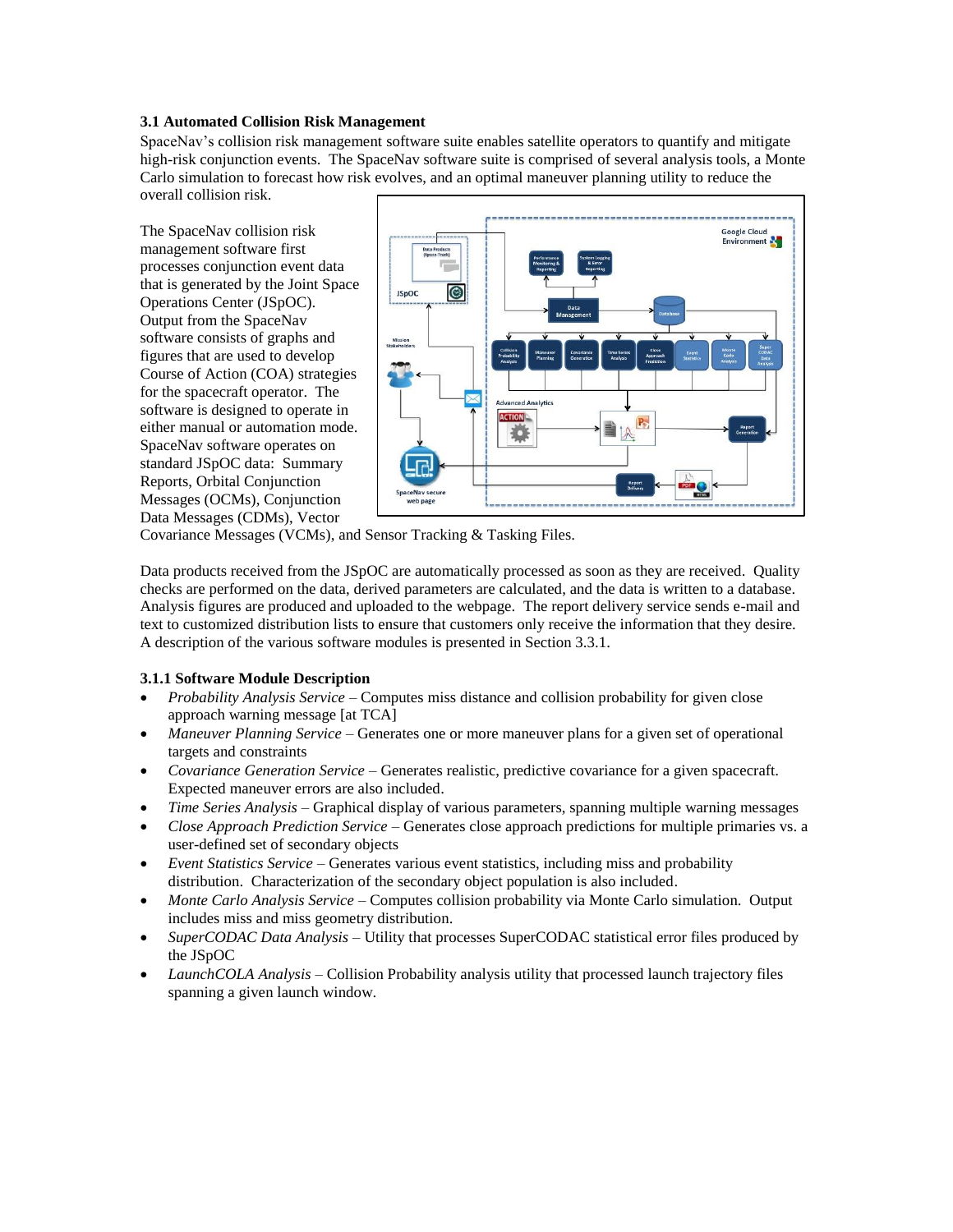### 3.1 Automated Collision Risk Management

SpaceNav's collision risk management software suite enables satellite operators to quantify and mitigate high-risk conjunction events. The SpaceNav software suite is comprised of several analysis tools, a Monte Carlo simulation to forecast how risk evolves, and an optimal maneuver planning utility to reduce the overall collision risk.

The SpaceNav collision risk management software first processes conjunction event data that is generated by the Joint Space Operations Center (JSpOC). Output from the SpaceNav software consists of graphs and figures that are used to develop Course of Action (COA) strategies for the spacecraft operator. The software is designed to operate in either manual or automation mode. SpaceNav software operates on standard JSpOC data: Summary Reports, Orbital Conjunction Messages (OCMs), Conjunction Data Messages (CDMs), Vector Covariance Messages (VCMs), and Sensor Tracking & Tasking Files.

Data products received from the JSpOC are automatically processed as soon as they are received. Quality checks are performed on the data, derived parameters are calculated, and the data is written to a database. Analysis figures are produced and uploaded to the webpage. The report delivery service sends e-mail and text to customized distribution lists to ensure that customers only receive the information that they desire. A description of the various software modules is presented in Section 3.3.1.

### 3.1.1 Software Module Description

- *Probability Analysis Service* – Computes miss distance and collision probability for given close approach warning message [at TCA]
- *Maneuver Planning Service* – Generates one or more maneuver plans for a given set of operational targets and constraints
- *Covariance Generation Service* – Generates realistic, predictive covariance for a given spacecraft. Expected maneuver errors are also included.
- *Time Series Analysis* – Graphical display of various parameters, spanning multiple warning messages
- *Close Approach Prediction Service* – Generates close approach predictions for multiple primaries vs. a user-defined set of secondary objects
- *Event Statistics Service* – Generates various event statistics, including miss and probability distribution. Characterization of the secondary object population is also included.
- *Monte Carlo Analysis Service* – Computes collision probability via Monte Carlo simulation. Output includes miss and miss geometry distribution.
- *SuperCODAC Data Analysis* – Utility that processes SuperCODAC statistical error files produced by the JSpOC
- *LaunchCOLA Analysis* – Collision Probability analysis utility that processed launch trajectory files spanning a given launch window.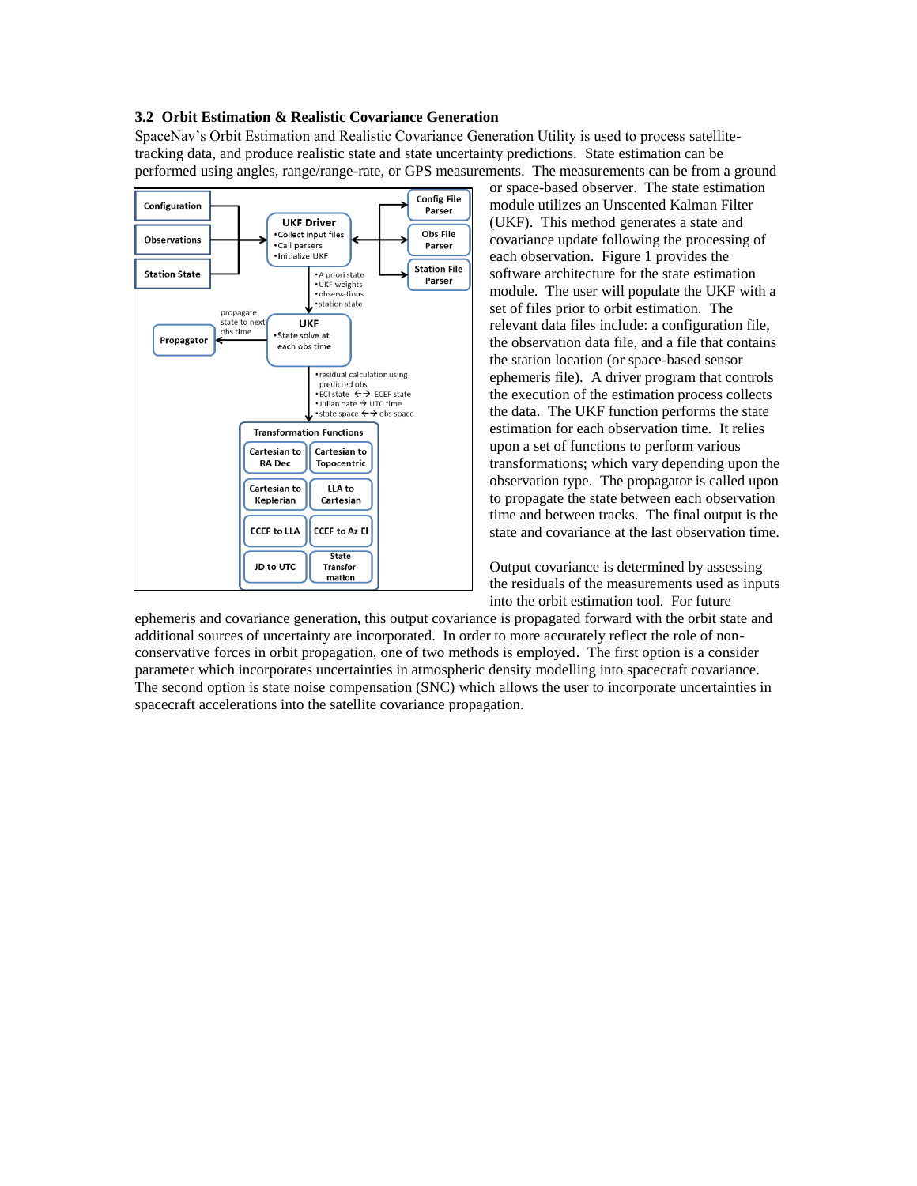### 3.2 Orbit Estimation & Realistic Covariance Generation

SpaceNav's Orbit Estimation and Realistic Covariance Generation Utility is used to process satellite-tracking data, and produce realistic state and state uncertainty predictions. State estimation can be performed using angles, range/range-rate, or GPS measurements. The measurements can be from a ground or space-based observer. The state estimation module utilizes an Unscented Kalman Filter (UKF). This method generates a state and covariance update following the processing of each observation. Figure 1 provides the software architecture for the state estimation module. The user will populate the UKF with a set of files prior to orbit estimation. The relevant data files include: a configuration file, the observation data file, and a file that contains the station location (or space-based sensor ephemeris file). A driver program that controls the execution of the estimation process collects the data. The UKF function performs the state estimation for each observation time. It relies upon a set of functions to perform various transformations; which vary depending upon the observation type. The propagator is called upon to propagate the state between each observation time and between tracks. The final output is the state and covariance at the last observation time.

Configuration

Observations

Station State

UKF Driver
•Collect input files
•Call parsers
•Initialize UKF

Config File Parser

Obs File Parser

Station File Parser

•A priori state
•UKF weights
•observations
•station state

propagate state to next obs time

Propagator

UKF
•State solve at each obs time

•residual calculation using predicted obs
•ECI state ↔ ECEF state
•Julian date → UTC time
•state space ↔ obs space

Transformation Functions

Cartesian to RA Dec

Cartesian to Topocentric

Cartesian to Keplerian

LLA to Cartesian

ECEF to LLA

ECEF to Az El

JD to UTC

State Transformation

Output covariance is determined by assessing the residuals of the measurements used as inputs into the orbit estimation tool. For future ephemeris and covariance generation, this output covariance is propagated forward with the orbit state and additional sources of uncertainty are incorporated. In order to more accurately reflect the role of non-conservative forces in orbit propagation, one of two methods is employed. The first option is a consider parameter which incorporates uncertainties in atmospheric density modelling into spacecraft covariance. The second option is state noise compensation (SNC) which allows the user to incorporate uncertainties in spacecraft accelerations into the satellite covariance propagation.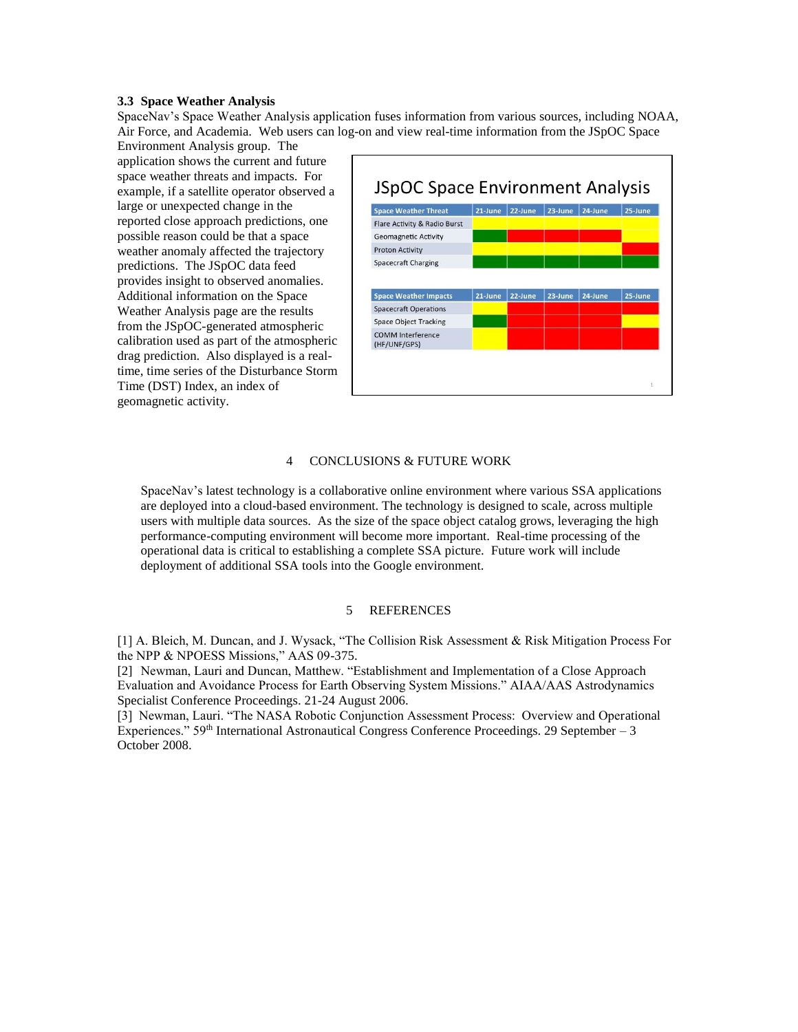### 3.3 Space Weather Analysis

SpaceNav's Space Weather Analysis application fuses information from various sources, including NOAA, Air Force, and Academia. Web users can log-on and view real-time information from the JSpOC Space Environment Analysis group. The application shows the current and future space weather threats and impacts. For example, if a satellite operator observed a large or unexpected change in the reported close approach predictions, one possible reason could be that a space weather anomaly affected the trajectory predictions. The JSpOC data feed provides insight to observed anomalies. Additional information on the Space Weather Analysis page are the results from the JSpOC-generated atmospheric calibration used as part of the atmospheric drag prediction. Also displayed is a real-time, time series of the Disturbance Storm Time (DST) Index, an index of geomagnetic activity.

JSpOC Space Environment Analysis

| Space Weather Threat | 21-June | 22-June | 23-June | 24-June | 25-June |
|---|---|---|---|---|---|
| Flare Activity & Radio Burst | | | | | |
| Geomagnetic Activity | | | | | |
| Proton Activity | | | | | |
| Spacecraft Charging | | | | | |

| Space Weather Impacts | 21-June | 22-June | 23-June | 24-June | 25-June |
|---|---|---|---|---|---|
| Spacecraft Operations | | | | | |
| Space Object Tracking | | | | | |
| COMM Interference (HF/UNF/GPS) | | | | | |

## 4 CONCLUSIONS & FUTURE WORK

SpaceNav's latest technology is a collaborative online environment where various SSA applications are deployed into a cloud-based environment. The technology is designed to scale, across multiple users with multiple data sources. As the size of the space object catalog grows, leveraging the high performance-computing environment will become more important. Real-time processing of the operational data is critical to establishing a complete SSA picture. Future work will include deployment of additional SSA tools into the Google environment.

## 5 REFERENCES

[1] A. Bleich, M. Duncan, and J. Wysack, "The Collision Risk Assessment & Risk Mitigation Process For the NPP & NPOESS Missions," AAS 09-375.

[2] Newman, Lauri and Duncan, Matthew. "Establishment and Implementation of a Close Approach Evaluation and Avoidance Process for Earth Observing System Missions." AIAA/AAS Astrodynamics Specialist Conference Proceedings. 21-24 August 2006.

[3] Newman, Lauri. "The NASA Robotic Conjunction Assessment Process: Overview and Operational Experiences." 59th International Astronautical Congress Conference Proceedings. 29 September – 3 October 2008.